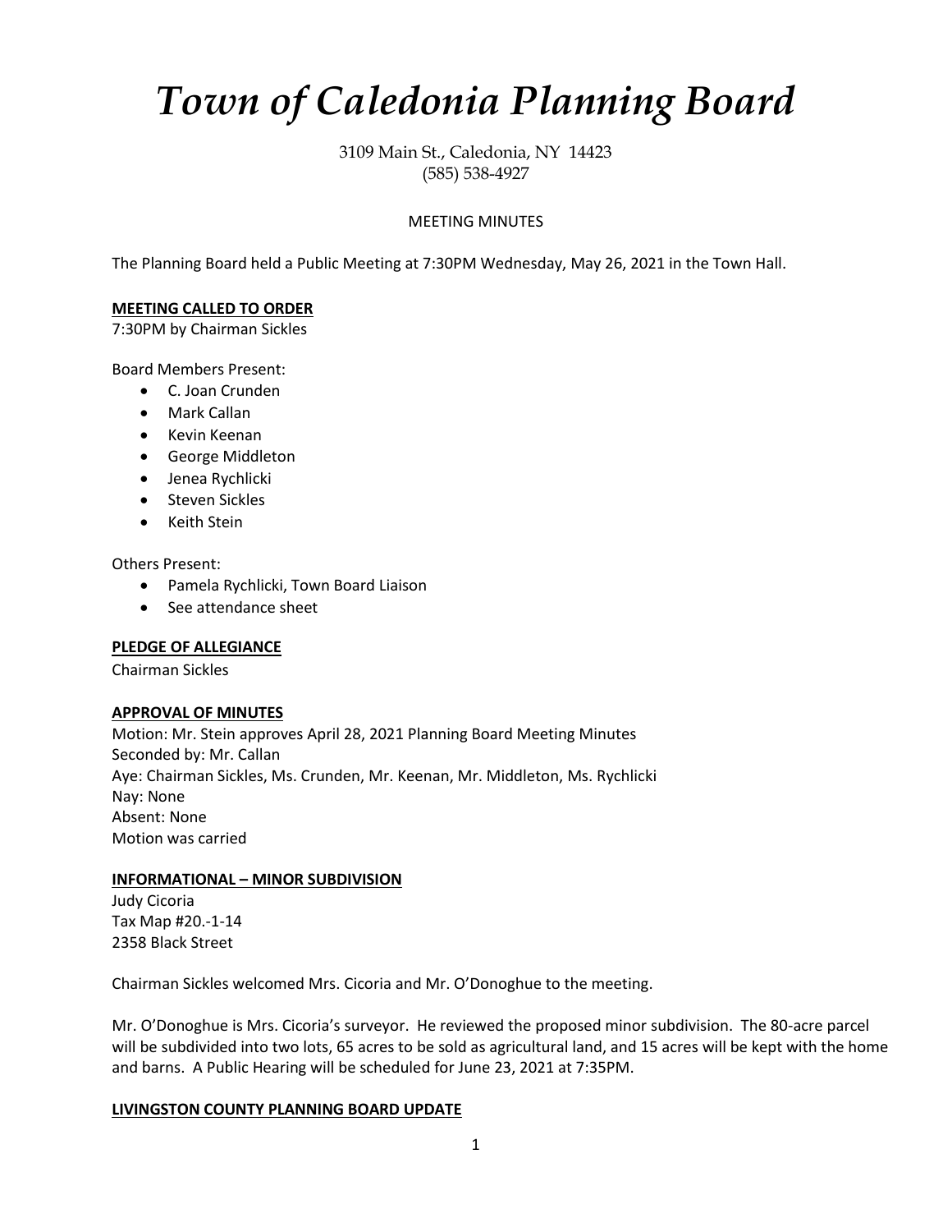# *Town of Caledonia Planning Board*

3109 Main St., Caledonia, NY 14423
(585) 538-4927

MEETING MINUTES

The Planning Board held a Public Meeting at 7:30PM Wednesday, May 26, 2021 in the Town Hall.

**MEETING CALLED TO ORDER**

7:30PM by Chairman Sickles

Board Members Present:

- C. Joan Crunden
- Mark Callan
- Kevin Keenan
- George Middleton
- Jenea Rychlicki
- Steven Sickles
- Keith Stein

Others Present:

- Pamela Rychlicki, Town Board Liaison
- See attendance sheet

**PLEDGE OF ALLEGIANCE**

Chairman Sickles

**APPROVAL OF MINUTES**

Motion: Mr. Stein approves April 28, 2021 Planning Board Meeting Minutes
Seconded by: Mr. Callan
Aye: Chairman Sickles, Ms. Crunden, Mr. Keenan, Mr. Middleton, Ms. Rychlicki
Nay: None
Absent: None
Motion was carried

**INFORMATIONAL – MINOR SUBDIVISION**

Judy Cicoria
Tax Map #20.-1-14
2358 Black Street

Chairman Sickles welcomed Mrs. Cicoria and Mr. O'Donoghue to the meeting.

Mr. O'Donoghue is Mrs. Cicoria's surveyor. He reviewed the proposed minor subdivision. The 80-acre parcel will be subdivided into two lots, 65 acres to be sold as agricultural land, and 15 acres will be kept with the home and barns. A Public Hearing will be scheduled for June 23, 2021 at 7:35PM.

**LIVINGSTON COUNTY PLANNING BOARD UPDATE**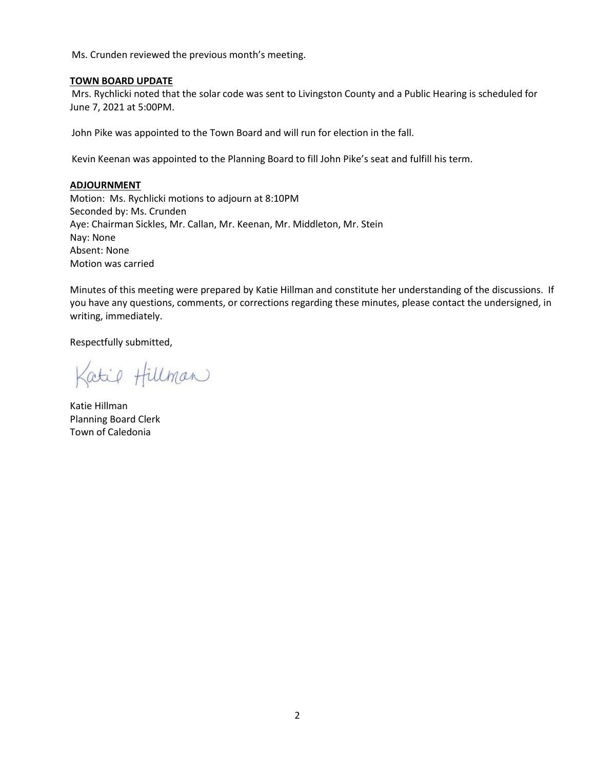Ms. Crunden reviewed the previous month's meeting.

**TOWN BOARD UPDATE**

Mrs. Rychlicki noted that the solar code was sent to Livingston County and a Public Hearing is scheduled for June 7, 2021 at 5:00PM.

John Pike was appointed to the Town Board and will run for election in the fall.

Kevin Keenan was appointed to the Planning Board to fill John Pike's seat and fulfill his term.

**ADJOURNMENT**

Motion: Ms. Rychlicki motions to adjourn at 8:10PM
Seconded by: Ms. Crunden
Aye: Chairman Sickles, Mr. Callan, Mr. Keenan, Mr. Middleton, Mr. Stein
Nay: None
Absent: None
Motion was carried

Minutes of this meeting were prepared by Katie Hillman and constitute her understanding of the discussions. If you have any questions, comments, or corrections regarding these minutes, please contact the undersigned, in writing, immediately.

Respectfully submitted,

Katie Hillman

Katie Hillman
Planning Board Clerk
Town of Caledonia